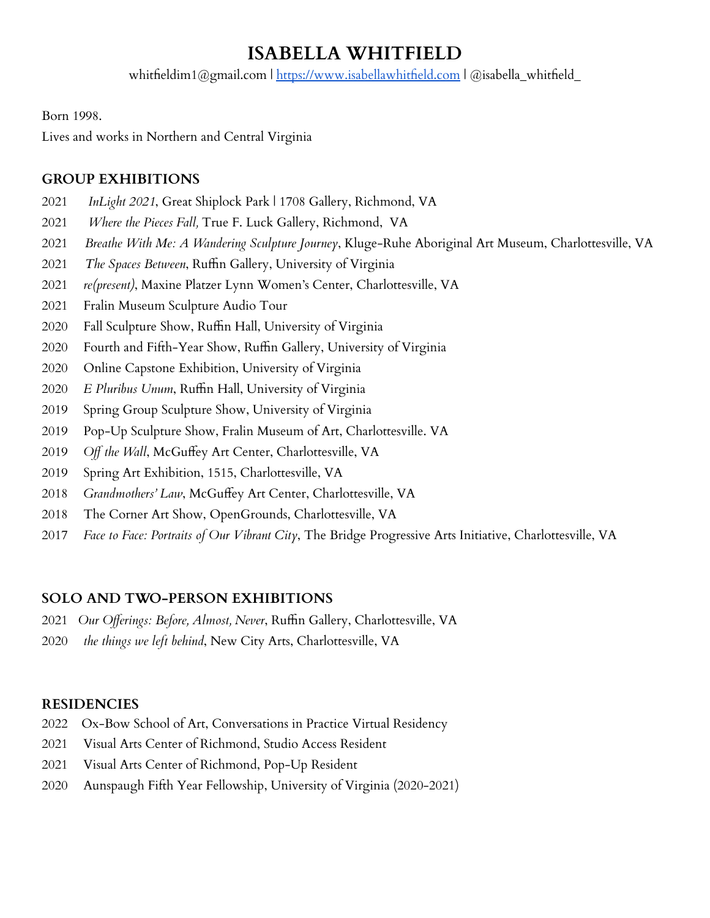# ISABELLA WHITFIELD

whitfieldim1@gmail.com | [https://www.isabellawhitfield.com](https://www.isabellawhitfield.com) | @isabella_whitfield_

Born 1998.

Lives and works in Northern and Central Virginia

## GROUP EXHIBITIONS

2021 *InLight 2021*, Great Shiplock Park | 1708 Gallery, Richmond, VA

2021 *Where the Pieces Fall,* True F. Luck Gallery, Richmond, VA

2021 *Breathe With Me: A Wandering Sculpture Journey*, Kluge-Ruhe Aboriginal Art Museum, Charlottesville, VA

2021 *The Spaces Between*, Ruffin Gallery, University of Virginia

2021 *re(present)*, Maxine Platzer Lynn Women's Center, Charlottesville, VA

2021 Fralin Museum Sculpture Audio Tour

2020 Fall Sculpture Show, Ruffin Hall, University of Virginia

2020 Fourth and Fifth-Year Show, Ruffin Gallery, University of Virginia

2020 Online Capstone Exhibition, University of Virginia

2020 *E Pluribus Unum*, Ruffin Hall, University of Virginia

2019 Spring Group Sculpture Show, University of Virginia

2019 Pop-Up Sculpture Show, Fralin Museum of Art, Charlottesville. VA

2019 *Off the Wall*, McGuffey Art Center, Charlottesville, VA

2019 Spring Art Exhibition, 1515, Charlottesville, VA

2018 *Grandmothers' Law*, McGuffey Art Center, Charlottesville, VA

2018 The Corner Art Show, OpenGrounds, Charlottesville, VA

2017 *Face to Face: Portraits of Our Vibrant City*, The Bridge Progressive Arts Initiative, Charlottesville, VA

## SOLO AND TWO-PERSON EXHIBITIONS

2021 *Our Offerings: Before, Almost, Never*, Ruffin Gallery, Charlottesville, VA

2020 *the things we left behind*, New City Arts, Charlottesville, VA

## RESIDENCIES

2022 Ox-Bow School of Art, Conversations in Practice Virtual Residency

2021 Visual Arts Center of Richmond, Studio Access Resident

2021 Visual Arts Center of Richmond, Pop-Up Resident

2020 Aunspaugh Fifth Year Fellowship, University of Virginia (2020-2021)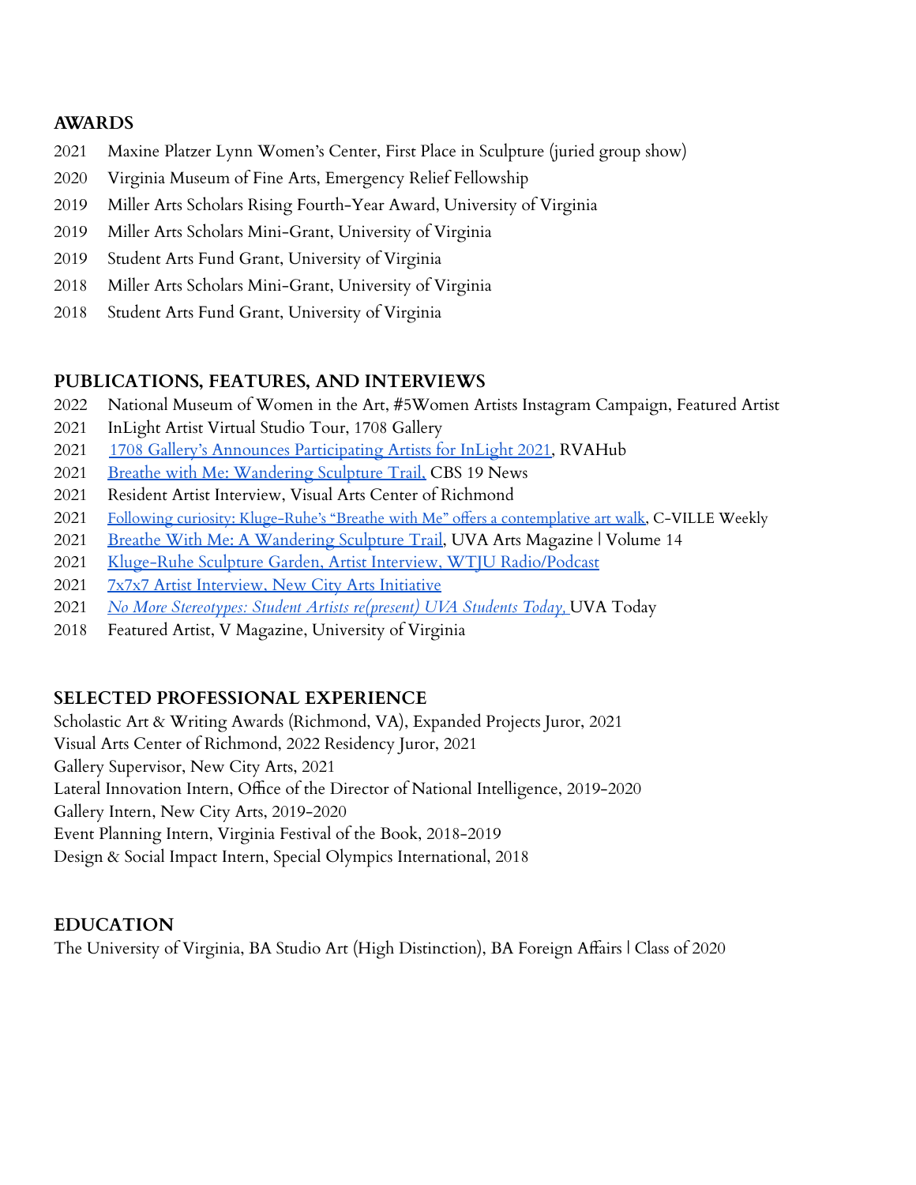## AWARDS

2021 Maxine Platzer Lynn Women's Center, First Place in Sculpture (juried group show)
2020 Virginia Museum of Fine Arts, Emergency Relief Fellowship
2019 Miller Arts Scholars Rising Fourth-Year Award, University of Virginia
2019 Miller Arts Scholars Mini-Grant, University of Virginia
2019 Student Arts Fund Grant, University of Virginia
2018 Miller Arts Scholars Mini-Grant, University of Virginia
2018 Student Arts Fund Grant, University of Virginia

## PUBLICATIONS, FEATURES, AND INTERVIEWS

2022 National Museum of Women in the Art, #5Women Artists Instagram Campaign, Featured Artist
2021 InLight Artist Virtual Studio Tour, 1708 Gallery
2021 1708 Gallery's Announces Participating Artists for InLight 2021, RVAHub
2021 Breathe with Me: Wandering Sculpture Trail, CBS 19 News
2021 Resident Artist Interview, Visual Arts Center of Richmond
2021 Following curiosity: Kluge-Ruhe's "Breathe with Me" offers a contemplative art walk, C-VILLE Weekly
2021 Breathe With Me: A Wandering Sculpture Trail, UVA Arts Magazine | Volume 14
2021 Kluge-Ruhe Sculpture Garden, Artist Interview, WTJU Radio/Podcast
2021 7x7x7 Artist Interview, New City Arts Initiative
2021 *No More Stereotypes: Student Artists re(present) UVA Students Today,* UVA Today
2018 Featured Artist, V Magazine, University of Virginia

## SELECTED PROFESSIONAL EXPERIENCE

Scholastic Art & Writing Awards (Richmond, VA), Expanded Projects Juror, 2021
Visual Arts Center of Richmond, 2022 Residency Juror, 2021
Gallery Supervisor, New City Arts, 2021
Lateral Innovation Intern, Office of the Director of National Intelligence, 2019-2020
Gallery Intern, New City Arts, 2019-2020
Event Planning Intern, Virginia Festival of the Book, 2018-2019
Design & Social Impact Intern, Special Olympics International, 2018

## EDUCATION

The University of Virginia, BA Studio Art (High Distinction), BA Foreign Affairs | Class of 2020